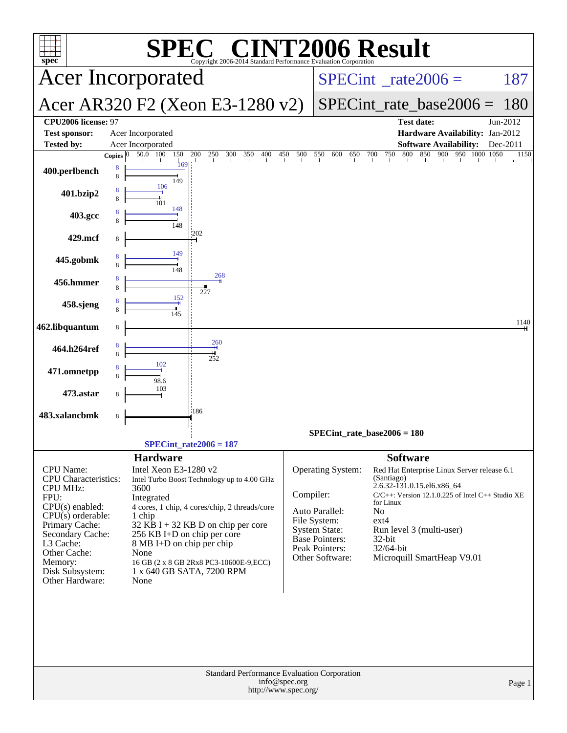# SPEC® CINT2006 Result

Copyright 2006-2014 Standard Performance Evaluation Corporation

## Acer Incorporated

## Acer AR320 F2 (Xeon E3-1280 v2)

**SPECint_rate2006 = 187**

**SPECint_rate_base2006 = 180**

| | | | |
|---|---|---|---|
| **CPU2006 license:** 97 | | **Test date:** | Jun-2012 |
| **Test sponsor:** | Acer Incorporated | **Hardware Availability:** | Jan-2012 |
| **Tested by:** | Acer Incorporated | **Software Availability:** | Dec-2011 |

| Benchmark | Copies (peak) | Peak | Copies (base) | Base |
|---|---|---|---|---|
| 400.perlbench | 8 | 169 | 8 | 149 |
| 401.bzip2 | 8 | 106 | 8 | 101 |
| 403.gcc | 8 | 148 | 8 | 148 |
| 429.mcf | | | 8 | 202 |
| 445.gobmk | 8 | 149 | 8 | 148 |
| 456.hmmer | 8 | 268 | 8 | 227 |
| 458.sjeng | 8 | 152 | 8 | 145 |
| 462.libquantum | | | 8 | 1140 |
| 464.h264ref | 8 | 260 | 8 | 252 |
| 471.omnetpp | 8 | 102 | 8 | 98.6 |
| 473.astar | | | 8 | 103 |
| 483.xalancbmk | | | 8 | 186 |

SPECint_rate_base2006 = 180

SPECint_rate2006 = 187

### Hardware

| | |
|---|---|
| CPU Name: | Intel Xeon E3-1280 v2 |
| CPU Characteristics: | Intel Turbo Boost Technology up to 4.00 GHz |
| CPU MHz: | 3600 |
| FPU: | Integrated |
| CPU(s) enabled: | 4 cores, 1 chip, 4 cores/chip, 2 threads/core |
| CPU(s) orderable: | 1 chip |
| Primary Cache: | 32 KB I + 32 KB D on chip per core |
| Secondary Cache: | 256 KB I+D on chip per core |
| L3 Cache: | 8 MB I+D on chip per chip |
| Other Cache: | None |
| Memory: | 16 GB (2 x 8 GB 2Rx8 PC3-10600E-9,ECC) |
| Disk Subsystem: | 1 x 640 GB SATA, 7200 RPM |
| Other Hardware: | None |

### Software

| | |
|---|---|
| Operating System: | Red Hat Enterprise Linux Server release 6.1 (Santiago) 2.6.32-131.0.15.el6.x86_64 |
| Compiler: | C/C++: Version 12.1.0.225 of Intel C++ Studio XE for Linux |
| Auto Parallel: | No |
| File System: | ext4 |
| System State: | Run level 3 (multi-user) |
| Base Pointers: | 32-bit |
| Peak Pointers: | 32/64-bit |
| Other Software: | Microquill SmartHeap V9.01 |

Standard Performance Evaluation Corporation
info@spec.org
http://www.spec.org/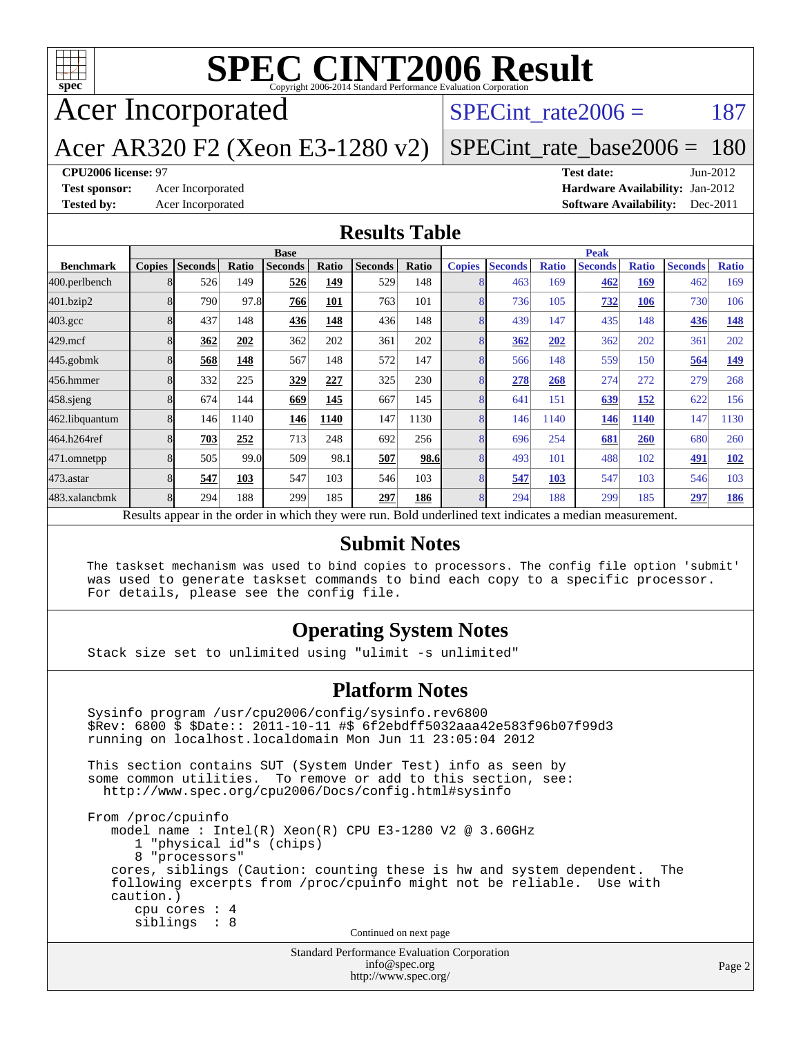# SPEC CINT2006 Result

Copyright 2006-2014 Standard Performance Evaluation Corporation

## Acer Incorporated

## Acer AR320 F2 (Xeon E3-1280 v2)

SPECint_rate2006 = 187

SPECint_rate_base2006 = 180

**CPU2006 license:** 97
**Test sponsor:** Acer Incorporated
**Tested by:** Acer Incorporated

**Test date:** Jun-2012
**Hardware Availability:** Jan-2012
**Software Availability:** Dec-2011

## Results Table

| Benchmark | Base | | | | | | | Peak | | | | | | |
|---|---|---|---|---|---|---|---|---|---|---|---|---|---|---|
| | Copies | Seconds | Ratio | Seconds | Ratio | Seconds | Ratio | Copies | Seconds | Ratio | Seconds | Ratio | Seconds | Ratio |
| 400.perlbench | 8 | 526 | 149 | **526** | **149** | 529 | 148 | 8 | 463 | 169 | **462** | **169** | 462 | 169 |
| 401.bzip2 | 8 | 790 | 97.8 | **766** | **101** | 763 | 101 | 8 | 736 | 105 | **732** | **106** | 730 | 106 |
| 403.gcc | 8 | 437 | 148 | **436** | **148** | 436 | 148 | 8 | 439 | 147 | 435 | 148 | **436** | **148** |
| 429.mcf | 8 | **362** | **202** | 362 | 202 | 361 | 202 | 8 | **362** | **202** | 362 | 202 | 361 | 202 |
| 445.gobmk | 8 | **568** | **148** | 567 | 148 | 572 | 147 | 8 | 566 | 148 | 559 | 150 | **564** | **149** |
| 456.hmmer | 8 | 332 | 225 | **329** | **227** | 325 | 230 | 8 | **278** | **268** | 274 | 272 | 279 | 268 |
| 458.sjeng | 8 | 674 | 144 | **669** | **145** | 667 | 145 | 8 | 641 | 151 | **639** | **152** | 622 | 156 |
| 462.libquantum | 8 | 146 | 1140 | **146** | **1140** | 147 | 1130 | 8 | 146 | 1140 | **146** | **1140** | 147 | 1130 |
| 464.h264ref | 8 | **703** | **252** | 713 | 248 | 692 | 256 | 8 | 696 | 254 | **681** | **260** | 680 | 260 |
| 471.omnetpp | 8 | 505 | 99.0 | 509 | 98.1 | **507** | **98.6** | 8 | 493 | 101 | 488 | 102 | **491** | **102** |
| 473.astar | 8 | **547** | **103** | 547 | 103 | 546 | 103 | 8 | **547** | **103** | 547 | 103 | 546 | 103 |
| 483.xalancbmk | 8 | 294 | 188 | 299 | 185 | **297** | **186** | 8 | 294 | 188 | 299 | 185 | **297** | **186** |

Results appear in the order in which they were run. Bold underlined text indicates a median measurement.

## Submit Notes

```
The taskset mechanism was used to bind copies to processors. The config file option 'submit'
was used to generate taskset commands to bind each copy to a specific processor.
For details, please see the config file.
```

## Operating System Notes

```
Stack size set to unlimited using "ulimit -s unlimited"
```

## Platform Notes

```
Sysinfo program /usr/cpu2006/config/sysinfo.rev6800
$Rev: 6800 $ $Date:: 2011-10-11 #$ 6f2ebdff5032aaa42e583f96b07f99d3
running on localhost.localdomain Mon Jun 11 23:05:04 2012

This section contains SUT (System Under Test) info as seen by
some common utilities.  To remove or add to this section, see:
  http://www.spec.org/cpu2006/Docs/config.html#sysinfo

From /proc/cpuinfo
   model name : Intel(R) Xeon(R) CPU E3-1280 V2 @ 3.60GHz
      1 "physical id"s (chips)
      8 "processors"
   cores, siblings (Caution: counting these is hw and system dependent.  The
   following excerpts from /proc/cpuinfo might not be reliable.  Use with
   caution.)
      cpu cores : 4
      siblings  : 8
```

Continued on next page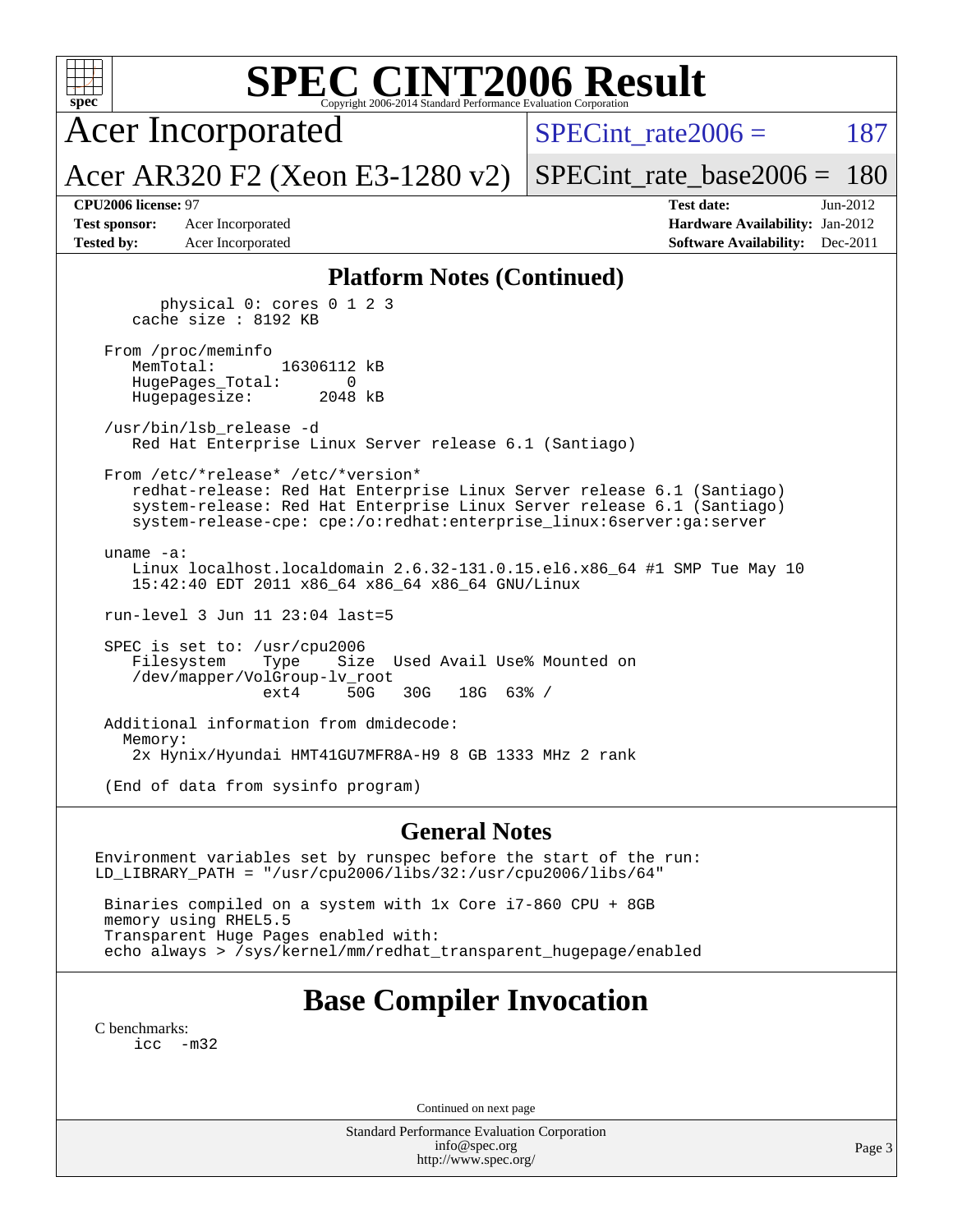# SPEC CINT2006 Result

Copyright 2006-2014 Standard Performance Evaluation Corporation

## Acer Incorporated

Acer AR320 F2 (Xeon E3-1280 v2)

SPECint_rate2006 = 187

SPECint_rate_base2006 = 180

**CPU2006 license:** 97
**Test sponsor:** Acer Incorporated
**Tested by:** Acer Incorporated

**Test date:** Jun-2012
**Hardware Availability:** Jan-2012
**Software Availability:** Dec-2011

## Platform Notes (Continued)

```
        physical 0: cores 0 1 2 3
     cache size : 8192 KB

  From /proc/meminfo
     MemTotal:       16306112 kB
     HugePages_Total:       0
     Hugepagesize:       2048 kB

  /usr/bin/lsb_release -d
     Red Hat Enterprise Linux Server release 6.1 (Santiago)

  From /etc/*release* /etc/*version*
     redhat-release: Red Hat Enterprise Linux Server release 6.1 (Santiago)
     system-release: Red Hat Enterprise Linux Server release 6.1 (Santiago)
     system-release-cpe: cpe:/o:redhat:enterprise_linux:6server:ga:server

  uname -a:
     Linux localhost.localdomain 2.6.32-131.0.15.el6.x86_64 #1 SMP Tue May 10
     15:42:40 EDT 2011 x86_64 x86_64 x86_64 GNU/Linux

  run-level 3 Jun 11 23:04 last=5

  SPEC is set to: /usr/cpu2006
     Filesystem     Type    Size  Used Avail Use% Mounted on
     /dev/mapper/VolGroup-lv_root
                    ext4     50G   30G   18G  63% /

  Additional information from dmidecode:
    Memory:
     2x Hynix/Hyundai HMT41GU7MFR8A-H9 8 GB 1333 MHz 2 rank

  (End of data from sysinfo program)
```

## General Notes

```
Environment variables set by runspec before the start of the run:
LD_LIBRARY_PATH = "/usr/cpu2006/libs/32:/usr/cpu2006/libs/64"

 Binaries compiled on a system with 1x Core i7-860 CPU + 8GB
 memory using RHEL5.5
 Transparent Huge Pages enabled with:
 echo always > /sys/kernel/mm/redhat_transparent_hugepage/enabled
```

## Base Compiler Invocation

C benchmarks:
```
icc  -m32
```

Continued on next page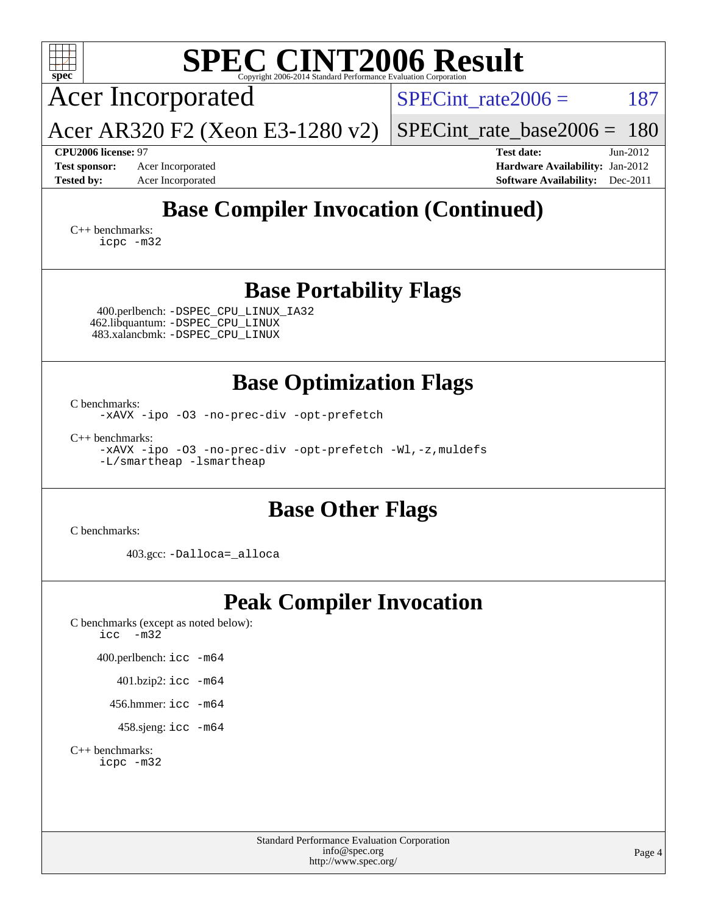# SPEC CINT2006 Result

Copyright 2006-2014 Standard Performance Evaluation Corporation

Acer Incorporated

Acer AR320 F2 (Xeon E3-1280 v2)

SPECint_rate2006 = 187

SPECint_rate_base2006 = 180

**CPU2006 license:** 97
**Test sponsor:** Acer Incorporated
**Tested by:** Acer Incorporated

**Test date:** Jun-2012
**Hardware Availability:** Jan-2012
**Software Availability:** Dec-2011

## Base Compiler Invocation (Continued)

C++ benchmarks:
```
icpc -m32
```

## Base Portability Flags

400.perlbench: `-DSPEC_CPU_LINUX_IA32`
462.libquantum: `-DSPEC_CPU_LINUX`
483.xalancbmk: `-DSPEC_CPU_LINUX`

## Base Optimization Flags

C benchmarks:
```
-xAVX -ipo -O3 -no-prec-div -opt-prefetch
```

C++ benchmarks:
```
-xAVX -ipo -O3 -no-prec-div -opt-prefetch -Wl,-z,muldefs
-L/smartheap -lsmartheap
```

## Base Other Flags

C benchmarks:

403.gcc: `-Dalloca=_alloca`

## Peak Compiler Invocation

C benchmarks (except as noted below):
```
icc  -m32
```

400.perlbench: `icc -m64`

401.bzip2: `icc -m64`

456.hmmer: `icc -m64`

458.sjeng: `icc -m64`

C++ benchmarks:
```
icpc -m32
```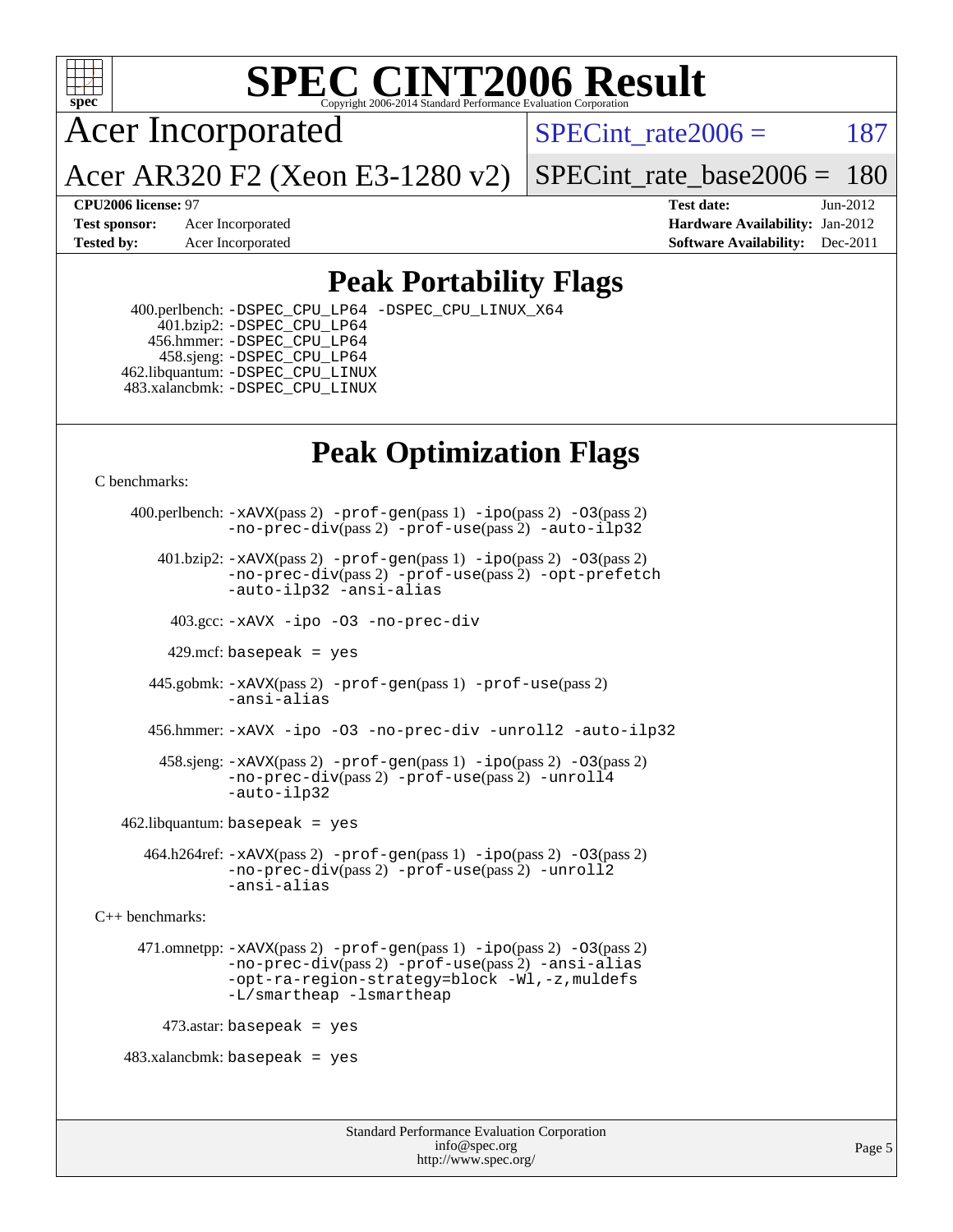# SPEC CINT2006 Result

Copyright 2006-2014 Standard Performance Evaluation Corporation

**Acer Incorporated**

**Acer AR320 F2 (Xeon E3-1280 v2)**

SPECint_rate2006 = 187

SPECint_rate_base2006 = 180

| | | | |
|---|---|---|---|
| **CPU2006 license:** 97 | | **Test date:** | Jun-2012 |
| **Test sponsor:** | Acer Incorporated | **Hardware Availability:** | Jan-2012 |
| **Tested by:** | Acer Incorporated | **Software Availability:** | Dec-2011 |

## Peak Portability Flags

400.perlbench: -DSPEC_CPU_LP64 -DSPEC_CPU_LINUX_X64
401.bzip2: -DSPEC_CPU_LP64
456.hmmer: -DSPEC_CPU_LP64
458.sjeng: -DSPEC_CPU_LP64
462.libquantum: -DSPEC_CPU_LINUX
483.xalancbmk: -DSPEC_CPU_LINUX

## Peak Optimization Flags

C benchmarks:

400.perlbench: -xAVX(pass 2) -prof-gen(pass 1) -ipo(pass 2) -O3(pass 2) -no-prec-div(pass 2) -prof-use(pass 2) -auto-ilp32

401.bzip2: -xAVX(pass 2) -prof-gen(pass 1) -ipo(pass 2) -O3(pass 2) -no-prec-div(pass 2) -prof-use(pass 2) -opt-prefetch -auto-ilp32 -ansi-alias

403.gcc: -xAVX -ipo -O3 -no-prec-div

429.mcf: basepeak = yes

445.gobmk: -xAVX(pass 2) -prof-gen(pass 1) -prof-use(pass 2) -ansi-alias

456.hmmer: -xAVX -ipo -O3 -no-prec-div -unroll2 -auto-ilp32

458.sjeng: -xAVX(pass 2) -prof-gen(pass 1) -ipo(pass 2) -O3(pass 2) -no-prec-div(pass 2) -prof-use(pass 2) -unroll4 -auto-ilp32

462.libquantum: basepeak = yes

464.h264ref: -xAVX(pass 2) -prof-gen(pass 1) -ipo(pass 2) -O3(pass 2) -no-prec-div(pass 2) -prof-use(pass 2) -unroll2 -ansi-alias

C++ benchmarks:

471.omnetpp: -xAVX(pass 2) -prof-gen(pass 1) -ipo(pass 2) -O3(pass 2) -no-prec-div(pass 2) -prof-use(pass 2) -ansi-alias -opt-ra-region-strategy=block -Wl,-z,muldefs -L/smartheap -lsmartheap

473.astar: basepeak = yes

483.xalancbmk: basepeak = yes

Standard Performance Evaluation Corporation
info@spec.org
http://www.spec.org/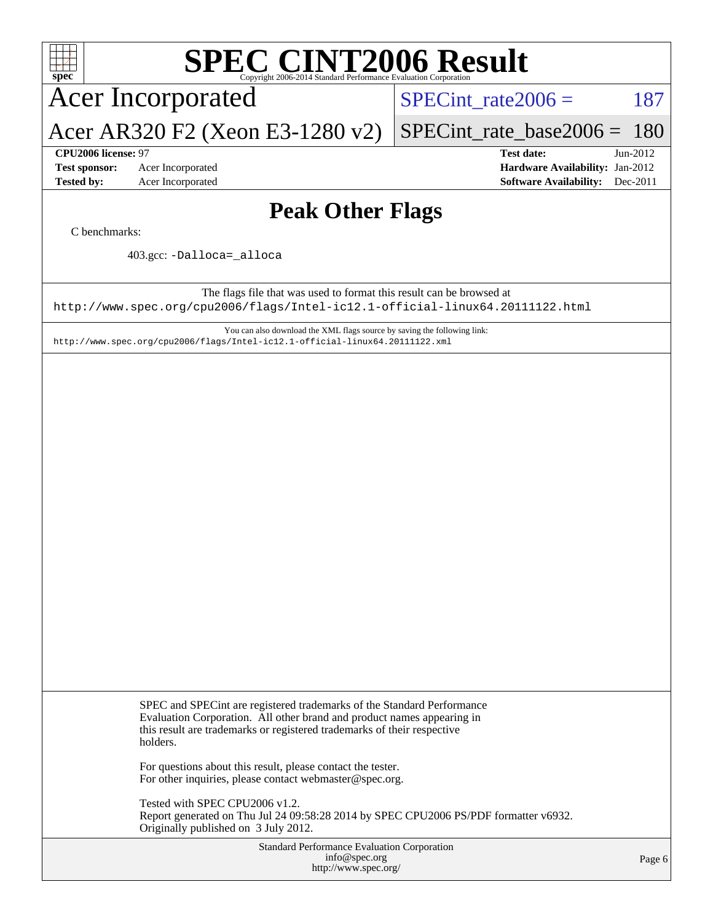# SPEC CINT2006 Result

Copyright 2006-2014 Standard Performance Evaluation Corporation

## Acer Incorporated

**Acer AR320 F2 (Xeon E3-1280 v2)**

SPECint_rate2006 = 187

SPECint_rate_base2006 = 180

| | | | |
|---|---|---|---|
| **CPU2006 license:** 97 | | **Test date:** | Jun-2012 |
| **Test sponsor:** | Acer Incorporated | **Hardware Availability:** | Jan-2012 |
| **Tested by:** | Acer Incorporated | **Software Availability:** | Dec-2011 |

## Peak Other Flags

C benchmarks:

403.gcc: -Dalloca=_alloca

The flags file that was used to format this result can be browsed at
http://www.spec.org/cpu2006/flags/Intel-ic12.1-official-linux64.20111122.html

You can also download the XML flags source by saving the following link:
http://www.spec.org/cpu2006/flags/Intel-ic12.1-official-linux64.20111122.xml

SPEC and SPECint are registered trademarks of the Standard Performance Evaluation Corporation. All other brand and product names appearing in this result are trademarks or registered trademarks of their respective holders.

For questions about this result, please contact the tester.
For other inquiries, please contact webmaster@spec.org.

Tested with SPEC CPU2006 v1.2.
Report generated on Thu Jul 24 09:58:28 2014 by SPEC CPU2006 PS/PDF formatter v6932.
Originally published on 3 July 2012.

Standard Performance Evaluation Corporation
info@spec.org
http://www.spec.org/